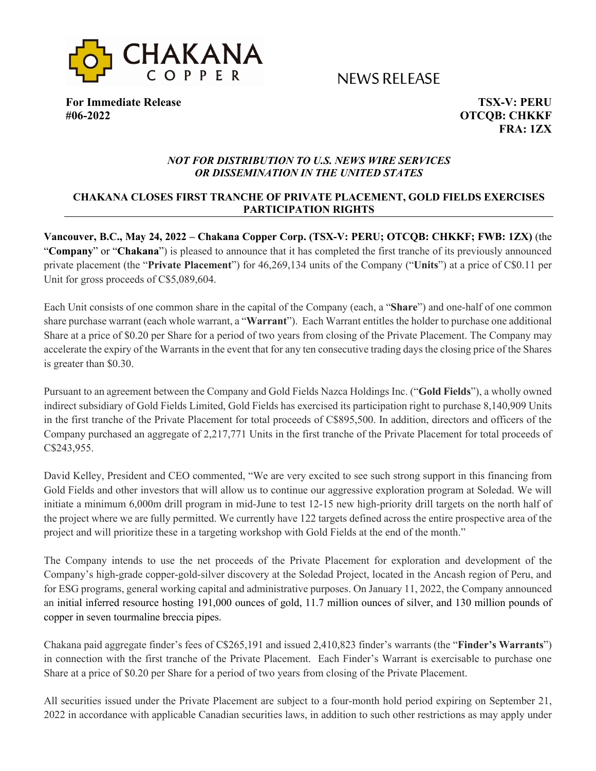CHAKANA COPPER

NEWS RELEASE

**For Immediate Release**
**#06-2022**

**TSX-V: PERU**
**OTCQB: CHKKF**
**FRA: 1ZX**

***NOT FOR DISTRIBUTION TO U.S. NEWS WIRE SERVICES OR DISSEMINATION IN THE UNITED STATES***

## CHAKANA CLOSES FIRST TRANCHE OF PRIVATE PLACEMENT, GOLD FIELDS EXERCISES PARTICIPATION RIGHTS

**Vancouver, B.C., May 24, 2022 – Chakana Copper Corp. (TSX-V: PERU; OTCQB: CHKKF; FWB: 1ZX)** (the "**Company**" or "**Chakana**") is pleased to announce that it has completed the first tranche of its previously announced private placement (the "**Private Placement**") for 46,269,134 units of the Company ("**Units**") at a price of C$0.11 per Unit for gross proceeds of C$5,089,604.

Each Unit consists of one common share in the capital of the Company (each, a "**Share**") and one-half of one common share purchase warrant (each whole warrant, a "**Warrant**"). Each Warrant entitles the holder to purchase one additional Share at a price of $0.20 per Share for a period of two years from closing of the Private Placement. The Company may accelerate the expiry of the Warrants in the event that for any ten consecutive trading days the closing price of the Shares is greater than $0.30.

Pursuant to an agreement between the Company and Gold Fields Nazca Holdings Inc. ("**Gold Fields**"), a wholly owned indirect subsidiary of Gold Fields Limited, Gold Fields has exercised its participation right to purchase 8,140,909 Units in the first tranche of the Private Placement for total proceeds of C$895,500. In addition, directors and officers of the Company purchased an aggregate of 2,217,771 Units in the first tranche of the Private Placement for total proceeds of C$243,955.

David Kelley, President and CEO commented, "We are very excited to see such strong support in this financing from Gold Fields and other investors that will allow us to continue our aggressive exploration program at Soledad. We will initiate a minimum 6,000m drill program in mid-June to test 12-15 new high-priority drill targets on the north half of the project where we are fully permitted. We currently have 122 targets defined across the entire prospective area of the project and will prioritize these in a targeting workshop with Gold Fields at the end of the month."

The Company intends to use the net proceeds of the Private Placement for exploration and development of the Company's high-grade copper-gold-silver discovery at the Soledad Project, located in the Ancash region of Peru, and for ESG programs, general working capital and administrative purposes. On January 11, 2022, the Company announced an initial inferred resource hosting 191,000 ounces of gold, 11.7 million ounces of silver, and 130 million pounds of copper in seven tourmaline breccia pipes.

Chakana paid aggregate finder's fees of C$265,191 and issued 2,410,823 finder's warrants (the "**Finder's Warrants**") in connection with the first tranche of the Private Placement. Each Finder's Warrant is exercisable to purchase one Share at a price of $0.20 per Share for a period of two years from closing of the Private Placement.

All securities issued under the Private Placement are subject to a four-month hold period expiring on September 21, 2022 in accordance with applicable Canadian securities laws, in addition to such other restrictions as may apply under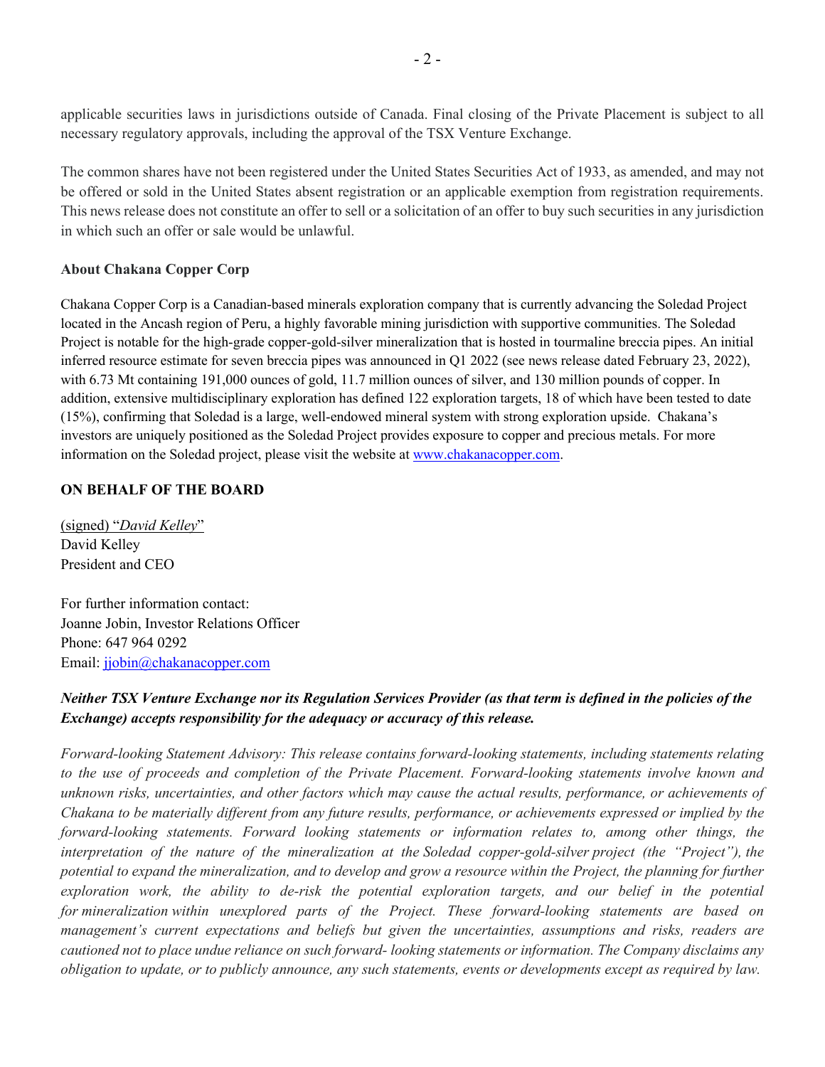applicable securities laws in jurisdictions outside of Canada. Final closing of the Private Placement is subject to all necessary regulatory approvals, including the approval of the TSX Venture Exchange.

The common shares have not been registered under the United States Securities Act of 1933, as amended, and may not be offered or sold in the United States absent registration or an applicable exemption from registration requirements. This news release does not constitute an offer to sell or a solicitation of an offer to buy such securities in any jurisdiction in which such an offer or sale would be unlawful.

**About Chakana Copper Corp**

Chakana Copper Corp is a Canadian-based minerals exploration company that is currently advancing the Soledad Project located in the Ancash region of Peru, a highly favorable mining jurisdiction with supportive communities. The Soledad Project is notable for the high-grade copper-gold-silver mineralization that is hosted in tourmaline breccia pipes. An initial inferred resource estimate for seven breccia pipes was announced in Q1 2022 (see news release dated February 23, 2022), with 6.73 Mt containing 191,000 ounces of gold, 11.7 million ounces of silver, and 130 million pounds of copper. In addition, extensive multidisciplinary exploration has defined 122 exploration targets, 18 of which have been tested to date (15%), confirming that Soledad is a large, well-endowed mineral system with strong exploration upside. Chakana's investors are uniquely positioned as the Soledad Project provides exposure to copper and precious metals. For more information on the Soledad project, please visit the website at www.chakanacopper.com.

**ON BEHALF OF THE BOARD**

(signed) "*David Kelley*"
David Kelley
President and CEO

For further information contact:
Joanne Jobin, Investor Relations Officer
Phone: 647 964 0292
Email: jjobin@chakanacopper.com

***Neither TSX Venture Exchange nor its Regulation Services Provider (as that term is defined in the policies of the Exchange) accepts responsibility for the adequacy or accuracy of this release.***

*Forward-looking Statement Advisory: This release contains forward-looking statements, including statements relating to the use of proceeds and completion of the Private Placement. Forward-looking statements involve known and unknown risks, uncertainties, and other factors which may cause the actual results, performance, or achievements of Chakana to be materially different from any future results, performance, or achievements expressed or implied by the forward-looking statements. Forward looking statements or information relates to, among other things, the interpretation of the nature of the mineralization at the Soledad copper-gold-silver project (the "Project"), the potential to expand the mineralization, and to develop and grow a resource within the Project, the planning for further exploration work, the ability to de-risk the potential exploration targets, and our belief in the potential for mineralization within unexplored parts of the Project. These forward-looking statements are based on management's current expectations and beliefs but given the uncertainties, assumptions and risks, readers are cautioned not to place undue reliance on such forward- looking statements or information. The Company disclaims any obligation to update, or to publicly announce, any such statements, events or developments except as required by law.*